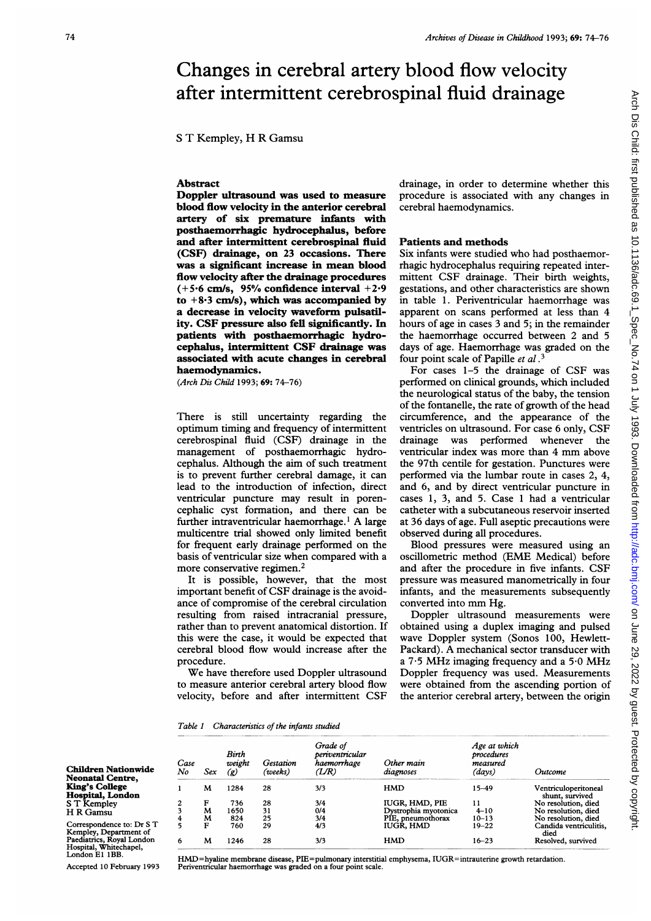# Changes in cerebral artery blood flow velocity after intermittent cerebrospinal fluid drainage

S T Kempley, H R Gamsu

## Abstract

**Doppler ultrasound was used to measure blood flow velocity in the anterior cerebral artery of six premature infants with posthaemorrhagic hydrocephalus, before and after intermittent cerebrospinal fluid (CSF) drainage, on 23 occasions. There was a significant increase in mean blood flow velocity after the drainage procedures (+5·6 cm/s, 95% confidence interval +2·9 to +8·3 cm/s), which was accompanied by a decrease in velocity waveform pulsatility. CSF pressure also fell significantly. In patients with posthaemorrhagic hydrocephalus, intermittent CSF drainage was associated with acute changes in cerebral haemodynamics.**

(*Arch Dis Child* 1993; **69:** 74–76)

There is still uncertainty regarding the optimum timing and frequency of intermittent cerebrospinal fluid (CSF) drainage in the management of posthaemorrhagic hydrocephalus. Although the aim of such treatment is to prevent further cerebral damage, it can lead to the introduction of infection, direct ventricular puncture may result in porencephalic cyst formation, and there can be further intraventricular haemorrhage.[1] A large multicentre trial showed only limited benefit for frequent early drainage performed on the basis of ventricular size when compared with a more conservative regimen.[2]

It is possible, however, that the most important benefit of CSF drainage is the avoidance of compromise of the cerebral circulation resulting from raised intracranial pressure, rather than to prevent anatomical distortion. If this were the case, it would be expected that cerebral blood flow would increase after the procedure.

We have therefore used Doppler ultrasound to measure anterior cerebral artery blood flow velocity, before and after intermittent CSF drainage, in order to determine whether this procedure is associated with any changes in cerebral haemodynamics.

## Patients and methods

Six infants were studied who had posthaemorrhagic hydrocephalus requiring repeated intermittent CSF drainage. Their birth weights, gestations, and other characteristics are shown in table 1. Periventricular haemorrhage was apparent on scans performed at less than 4 hours of age in cases 3 and 5; in the remainder the haemorrhage occurred between 2 and 5 days of age. Haemorrhage was graded on the four point scale of Papille *et al*.[3]

For cases 1–5 the drainage of CSF was performed on clinical grounds, which included the neurological status of the baby, the tension of the fontanelle, the rate of growth of the head circumference, and the appearance of the ventricles on ultrasound. For case 6 only, CSF drainage was performed whenever the ventricular index was more than 4 mm above the 97th centile for gestation. Punctures were performed via the lumbar route in cases 2, 4, and 6, and by direct ventricular puncture in cases 1, 3, and 5. Case 1 had a ventricular catheter with a subcutaneous reservoir inserted at 36 days of age. Full aseptic precautions were observed during all procedures.

Blood pressures were measured using an oscillometric method (EME Medical) before and after the procedure in five infants. CSF pressure was measured manometrically in four infants, and the measurements subsequently converted into mm Hg.

Doppler ultrasound measurements were obtained using a duplex imaging and pulsed wave Doppler system (Sonos 100, Hewlett-Packard). A mechanical sector transducer with a 7·5 MHz imaging frequency and a 5·0 MHz Doppler frequency was used. Measurements were obtained from the ascending portion of the anterior cerebral artery, between the origin

*Table 1 Characteristics of the infants studied*

| Case No | Sex | Birth weight (g) | Gestation (weeks) | Grade of periventricular haemorrhage (L/R) | Other main diagnoses | Age at which procedures measured (days) | Outcome |
|---|---|---|---|---|---|---|---|
| 1 | M | 1284 | 28 | 3/3 | HMD | 15–49 | Ventriculoperitoneal shunt, survived |
| 2 | F | 736 | 28 | 3/4 | IUGR, HMD, PIE | 11 | No resolution, died |
| 3 | M | 1650 | 31 | 0/4 | Dystrophia myotonica | 4–10 | No resolution, died |
| 4 | M | 824 | 25 | 3/4 | PIE, pneumothorax | 10–13 | No resolution, died |
| 5 | F | 760 | 29 | 4/3 | IUGR, HMD | 19–22 | Candida ventriculitis, died |
| 6 | M | 1246 | 28 | 3/3 | HMD | 16–23 | Resolved, survived |

HMD=hyaline membrane disease, PIE=pulmonary interstitial emphysema, IUGR=intrauterine growth retardation.
Periventricular haemorrhage was graded on a four point scale.

Children Nationwide Neonatal Centre, King's College Hospital, London
S T Kempley
H R Gamsu

Correspondence to: Dr S T Kempley, Department of Paediatrics, Royal London Hospital, Whitechapel, London E1 1BB.

Accepted 10 February 1993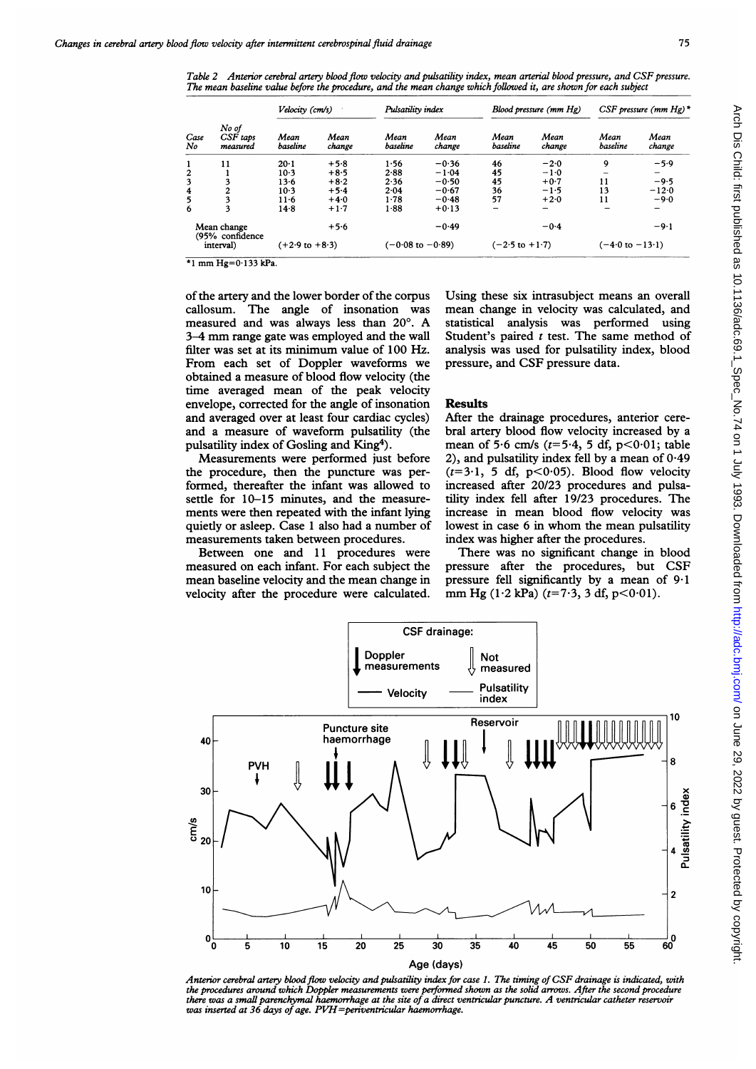*Table 2 Anterior cerebral artery blood flow velocity and pulsatility index, mean arterial blood pressure, and CSF pressure. The mean baseline value before the procedure, and the mean change which followed it, are shown for each subject*

| Case No | No of CSF taps measured | Velocity (cm/s) | | Pulsatility index | | Blood pressure (mm Hg) | | CSF pressure (mm Hg)* | |
|---|---|---|---|---|---|---|---|---|---|
| | | Mean baseline | Mean change | Mean baseline | Mean change | Mean baseline | Mean change | Mean baseline | Mean change |
| 1 | 11 | 20·1 | +5·8 | 1·56 | −0·36 | 46 | −2·0 | 9 | −5·9 |
| 2 | 1 | 10·3 | +8·5 | 2·88 | −1·04 | 45 | −1·0 | – | – |
| 3 | 3 | 13·6 | +8·2 | 2·36 | −0·50 | 45 | +0·7 | 11 | −9·5 |
| 4 | 2 | 10·3 | +5·4 | 2·04 | −0·67 | 36 | −1·5 | 13 | −12·0 |
| 5 | 3 | 11·6 | +4·0 | 1·78 | −0·48 | 57 | +2·0 | 11 | −9·0 |
| 6 | 3 | 14·8 | +1·7 | 1·88 | +0·13 | – | – | – | – |
| Mean change (95% confidence interval) | | | +5·6 (+2·9 to +8·3) | | −0·49 (−0·08 to −0·89) | | −0·4 (−2·5 to +1·7) | | −9·1 (−4·0 to −13·1) |

*1 mm Hg=0·133 kPa.

of the artery and the lower border of the corpus callosum. The angle of insonation was measured and was always less than 20°. A 3–4 mm range gate was employed and the wall filter was set at its minimum value of 100 Hz. From each set of Doppler waveforms we obtained a measure of blood flow velocity (the time averaged mean of the peak velocity envelope, corrected for the angle of insonation and averaged over at least four cardiac cycles) and a measure of waveform pulsatility (the pulsatility index of Gosling and King[4]).

Measurements were performed just before the procedure, then the puncture was performed, thereafter the infant was allowed to settle for 10–15 minutes, and the measurements were then repeated with the infant lying quietly or asleep. Case 1 also had a number of measurements taken between procedures.

Between one and 11 procedures were measured on each infant. For each subject the mean baseline velocity and the mean change in velocity after the procedure were calculated. Using these six intrasubject means an overall mean change in velocity was calculated, and statistical analysis was performed using Student's paired $t$ test. The same method of analysis was used for pulsatility index, blood pressure, and CSF pressure data.

## Results

After the drainage procedures, anterior cerebral artery blood flow velocity increased by a mean of 5·6 cm/s ($t$=5·4, 5 df, $p<0{\cdot}01$; table 2), and pulsatility index fell by a mean of 0·49 ($t$=3·1, 5 df, $p<0{\cdot}05$). Blood flow velocity increased after 20/23 procedures and pulsatility index fell after 19/23 procedures. The increase in mean blood flow velocity was lowest in case 6 in whom the mean pulsatility index was higher after the procedures.

There was no significant change in blood pressure after the procedures, but CSF pressure fell significantly by a mean of 9·1 mm Hg (1·2 kPa) ($t$=7·3, 3 df, $p<0{\cdot}01$).

*Anterior cerebral artery blood flow velocity and pulsatility index for case 1. The timing of CSF drainage is indicated, with the procedures around which Doppler measurements were performed shown as the solid arrows. After the second procedure there was a small parenchymal haemorrhage at the site of a direct ventricular puncture. A ventricular catheter reservoir was inserted at 36 days of age. PVH=periventricular haemorrhage.*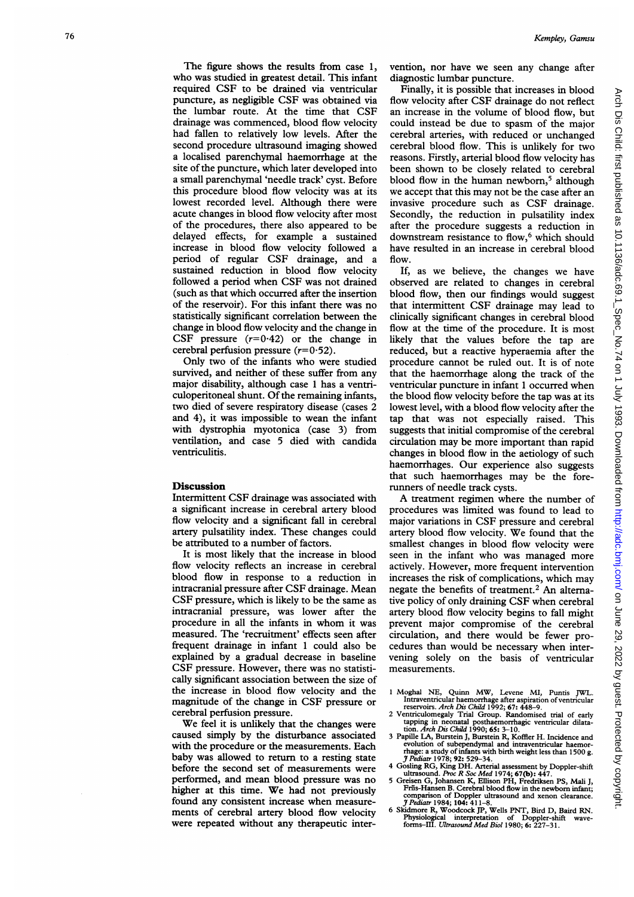The figure shows the results from case 1, who was studied in greatest detail. This infant required CSF to be drained via ventricular puncture, as negligible CSF was obtained via the lumbar route. At the time that CSF drainage was commenced, blood flow velocity had fallen to relatively low levels. After the second procedure ultrasound imaging showed a localised parenchymal haemorrhage at the site of the puncture, which later developed into a small parenchymal 'needle track' cyst. Before this procedure blood flow velocity was at its lowest recorded level. Although there were acute changes in blood flow velocity after most of the procedures, there also appeared to be delayed effects, for example a sustained increase in blood flow velocity followed a period of regular CSF drainage, and a sustained reduction in blood flow velocity followed a period when CSF was not drained (such as that which occurred after the insertion of the reservoir). For this infant there was no statistically significant correlation between the change in blood flow velocity and the change in CSF pressure ($r$=0·42) or the change in cerebral perfusion pressure ($r$=0·52).

Only two of the infants who were studied survived, and neither of these suffer from any major disability, although case 1 has a ventriculoperitoneal shunt. Of the remaining infants, two died of severe respiratory disease (cases 2 and 4), it was impossible to wean the infant with dystrophia myotonica (case 3) from ventilation, and case 5 died with candida ventriculitis.

## Discussion

Intermittent CSF drainage was associated with a significant increase in cerebral artery blood flow velocity and a significant fall in cerebral artery pulsatility index. These changes could be attributed to a number of factors.

It is most likely that the increase in blood flow velocity reflects an increase in cerebral blood flow in response to a reduction in intracranial pressure after CSF drainage. Mean CSF pressure, which is likely to be the same as intracranial pressure, was lower after the procedure in all the infants in whom it was measured. The 'recruitment' effects seen after frequent drainage in infant 1 could also be explained by a gradual decrease in baseline CSF pressure. However, there was no statistically significant association between the size of the increase in blood flow velocity and the magnitude of the change in CSF pressure or cerebral perfusion pressure.

We feel it is unlikely that the changes were caused simply by the disturbance associated with the procedure or the measurements. Each baby was allowed to return to a resting state before the second set of measurements were performed, and mean blood pressure was no higher at this time. We had not previously found any consistent increase when measurements of cerebral artery blood flow velocity were repeated without any therapeutic intervention, nor have we seen any change after diagnostic lumbar puncture.

Finally, it is possible that increases in blood flow velocity after CSF drainage do not reflect an increase in the volume of blood flow, but could instead be due to spasm of the major cerebral arteries, with reduced or unchanged cerebral blood flow. This is unlikely for two reasons. Firstly, arterial blood flow velocity has been shown to be closely related to cerebral blood flow in the human newborn,[5] although we accept that this may not be the case after an invasive procedure such as CSF drainage. Secondly, the reduction in pulsatility index after the procedure suggests a reduction in downstream resistance to flow,[6] which should have resulted in an increase in cerebral blood flow.

If, as we believe, the changes we have observed are related to changes in cerebral blood flow, then our findings would suggest that intermittent CSF drainage may lead to clinically significant changes in cerebral blood flow at the time of the procedure. It is most likely that the values before the tap are reduced, but a reactive hyperaemia after the procedure cannot be ruled out. It is of note that the haemorrhage along the track of the ventricular puncture in infant 1 occurred when the blood flow velocity before the tap was at its lowest level, with a blood flow velocity after the tap that was not especially raised. This suggests that initial compromise of the cerebral circulation may be more important than rapid changes in blood flow in the aetiology of such haemorrhages. Our experience also suggests that such haemorrhages may be the forerunners of needle track cysts.

A treatment regimen where the number of procedures was limited was found to lead to major variations in CSF pressure and cerebral artery blood flow velocity. We found that the smallest changes in blood flow velocity were seen in the infant who was managed more actively. However, more frequent intervention increases the risk of complications, which may negate the benefits of treatment.[2] An alternative policy of only draining CSF when cerebral artery blood flow velocity begins to fall might prevent major compromise of the cerebral circulation, and there would be fewer procedures than would be necessary when intervening solely on the basis of ventricular measurements.

1 Moghal NE, Quinn MW, Levene MI, Puntis JWL. Intraventricular haemorrhage after aspiration of ventricular reservoirs. *Arch Dis Child* 1992; **67:** 448–9.

2 Ventriculomegaly Trial Group. Randomised trial of early tapping in neonatal posthaemorrhagic ventricular dilatation. *Arch Dis Child* 1990; **65:** 3–10.

3 Papille LA, Burstein J, Burstein R, Koffler H. Incidence and evolution of subependymal and intraventricular haemorrhage: a study of infants with birth weight less than 1500 g. *J Pediatr* 1978; **92:** 529–34.

4 Gosling RG, King DH. Arterial assessment by Doppler-shift ultrasound. *Proc R Soc Med* 1974; **67(b):** 447.

5 Greisen G, Johansen K, Ellison PH, Fredriksen PS, Mali J, Friis-Hansen B. Cerebral blood flow in the newborn infant; comparison of Doppler ultrasound and xenon clearance. *J Pediatr* 1984; **104:** 411–8.

6 Skidmore R, Woodcock JP, Wells PNT, Bird D, Baird RN. Physiological interpretation of Doppler-shift waveforms–III. *Ultrasound Med Biol* 1980; **6:** 227–31.